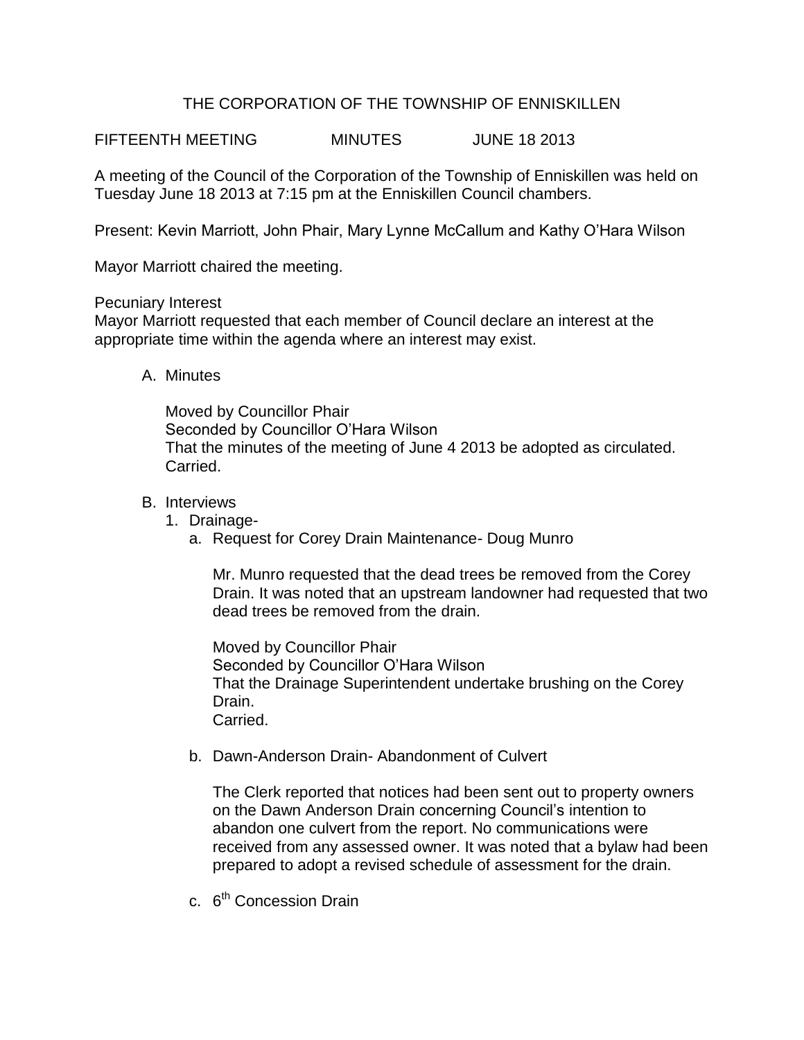THE CORPORATION OF THE TOWNSHIP OF ENNISKILLEN

FIFTEENTH MEETING MINUTES JUNE 18 2013

A meeting of the Council of the Corporation of the Township of Enniskillen was held on Tuesday June 18 2013 at 7:15 pm at the Enniskillen Council chambers.

Present: Kevin Marriott, John Phair, Mary Lynne McCallum and Kathy O'Hara Wilson

Mayor Marriott chaired the meeting.

Pecuniary Interest

Mayor Marriott requested that each member of Council declare an interest at the appropriate time within the agenda where an interest may exist.

A. Minutes

Moved by Councillor Phair
Seconded by Councillor O'Hara Wilson
That the minutes of the meeting of June 4 2013 be adopted as circulated.
Carried.

B. Interviews

1. Drainage-

a. Request for Corey Drain Maintenance- Doug Munro

Mr. Munro requested that the dead trees be removed from the Corey Drain. It was noted that an upstream landowner had requested that two dead trees be removed from the drain.

Moved by Councillor Phair
Seconded by Councillor O'Hara Wilson
That the Drainage Superintendent undertake brushing on the Corey Drain.
Carried.

b. Dawn-Anderson Drain- Abandonment of Culvert

The Clerk reported that notices had been sent out to property owners on the Dawn Anderson Drain concerning Council's intention to abandon one culvert from the report. No communications were received from any assessed owner. It was noted that a bylaw had been prepared to adopt a revised schedule of assessment for the drain.

c. 6th Concession Drain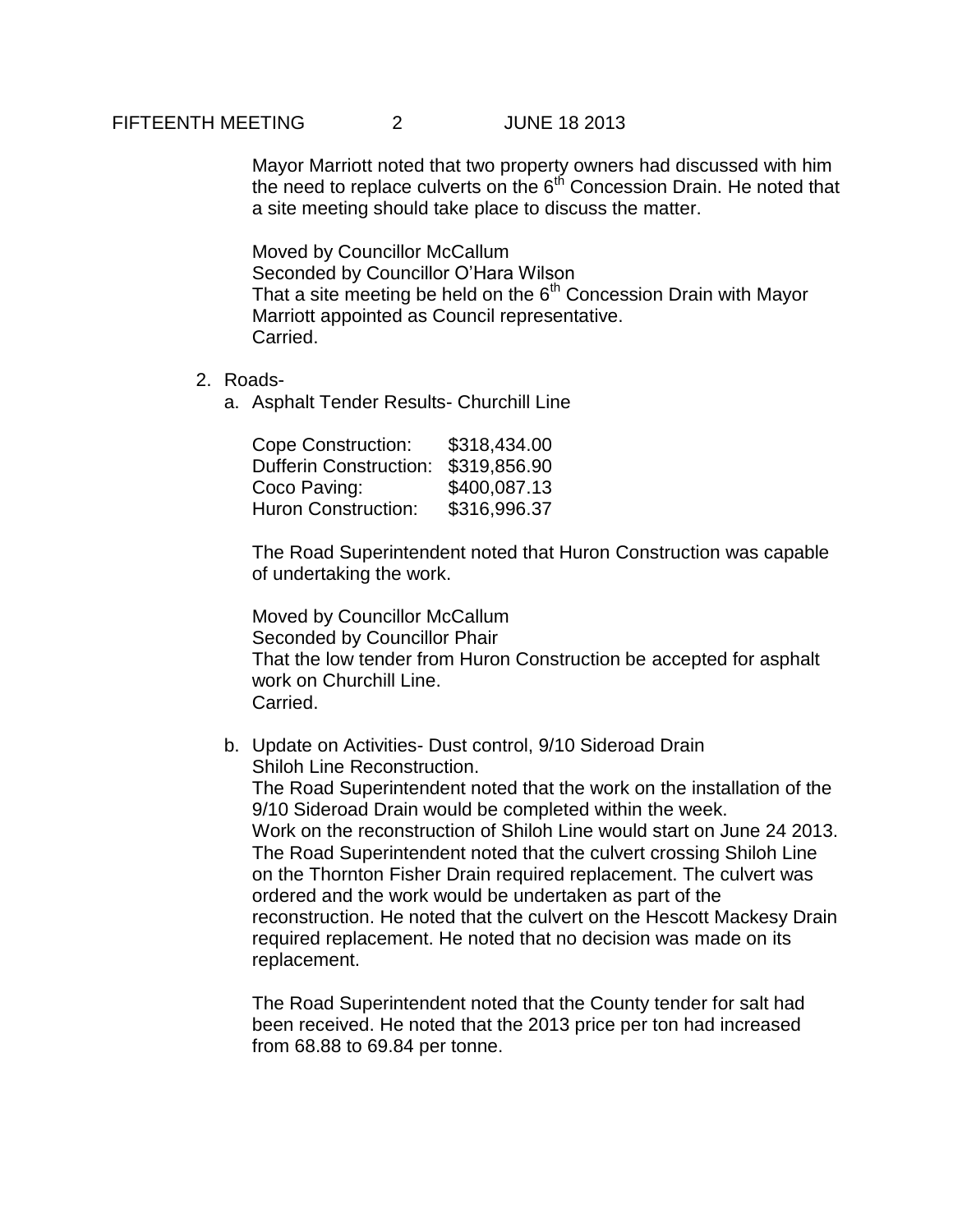Mayor Marriott noted that two property owners had discussed with him the need to replace culverts on the 6th Concession Drain. He noted that a site meeting should take place to discuss the matter.

Moved by Councillor McCallum
Seconded by Councillor O'Hara Wilson
That a site meeting be held on the 6th Concession Drain with Mayor Marriott appointed as Council representative.
Carried.

2. Roads-
   a. Asphalt Tender Results- Churchill Line

| | |
|---|---|
| Cope Construction: | $318,434.00 |
| Dufferin Construction: | $319,856.90 |
| Coco Paving: | $400,087.13 |
| Huron Construction: | $316,996.37 |

The Road Superintendent noted that Huron Construction was capable of undertaking the work.

Moved by Councillor McCallum
Seconded by Councillor Phair
That the low tender from Huron Construction be accepted for asphalt work on Churchill Line.
Carried.

   b. Update on Activities- Dust control, 9/10 Sideroad Drain Shiloh Line Reconstruction.
      The Road Superintendent noted that the work on the installation of the 9/10 Sideroad Drain would be completed within the week.
      Work on the reconstruction of Shiloh Line would start on June 24 2013.
      The Road Superintendent noted that the culvert crossing Shiloh Line on the Thornton Fisher Drain required replacement. The culvert was ordered and the work would be undertaken as part of the reconstruction. He noted that the culvert on the Hescott Mackesy Drain required replacement. He noted that no decision was made on its replacement.

      The Road Superintendent noted that the County tender for salt had been received. He noted that the 2013 price per ton had increased from 68.88 to 69.84 per tonne.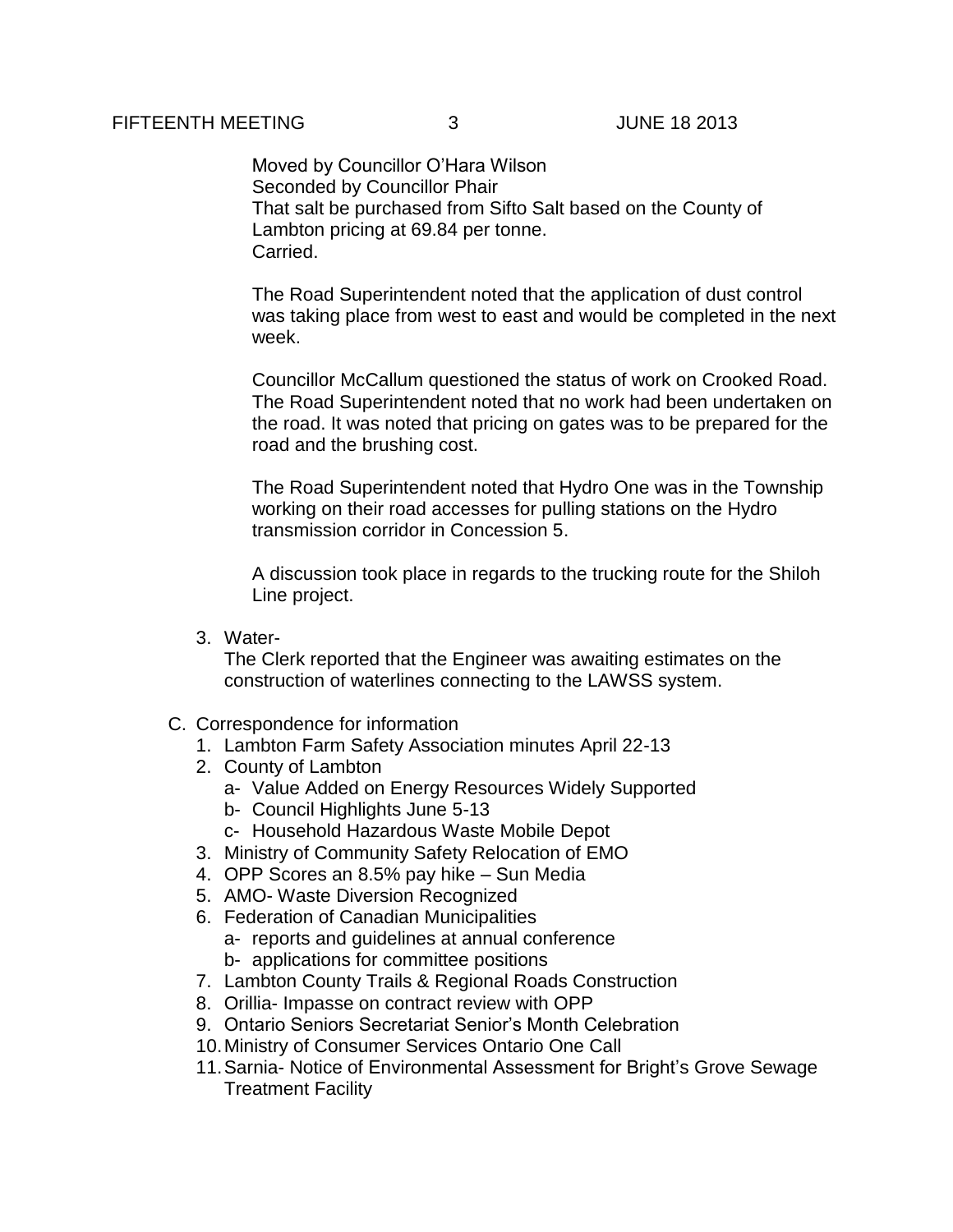Moved by Councillor O'Hara Wilson
Seconded by Councillor Phair
That salt be purchased from Sifto Salt based on the County of Lambton pricing at 69.84 per tonne.
Carried.

The Road Superintendent noted that the application of dust control was taking place from west to east and would be completed in the next week.

Councillor McCallum questioned the status of work on Crooked Road. The Road Superintendent noted that no work had been undertaken on the road. It was noted that pricing on gates was to be prepared for the road and the brushing cost.

The Road Superintendent noted that Hydro One was in the Township working on their road accesses for pulling stations on the Hydro transmission corridor in Concession 5.

A discussion took place in regards to the trucking route for the Shiloh Line project.

3. Water-
   The Clerk reported that the Engineer was awaiting estimates on the construction of waterlines connecting to the LAWSS system.

C. Correspondence for information
   1. Lambton Farm Safety Association minutes April 22-13
   2. County of Lambton
      a- Value Added on Energy Resources Widely Supported
      b- Council Highlights June 5-13
      c- Household Hazardous Waste Mobile Depot
   3. Ministry of Community Safety Relocation of EMO
   4. OPP Scores an 8.5% pay hike – Sun Media
   5. AMO- Waste Diversion Recognized
   6. Federation of Canadian Municipalities
      a- reports and guidelines at annual conference
      b- applications for committee positions
   7. Lambton County Trails & Regional Roads Construction
   8. Orillia- Impasse on contract review with OPP
   9. Ontario Seniors Secretariat Senior's Month Celebration
   10. Ministry of Consumer Services Ontario One Call
   11. Sarnia- Notice of Environmental Assessment for Bright's Grove Sewage Treatment Facility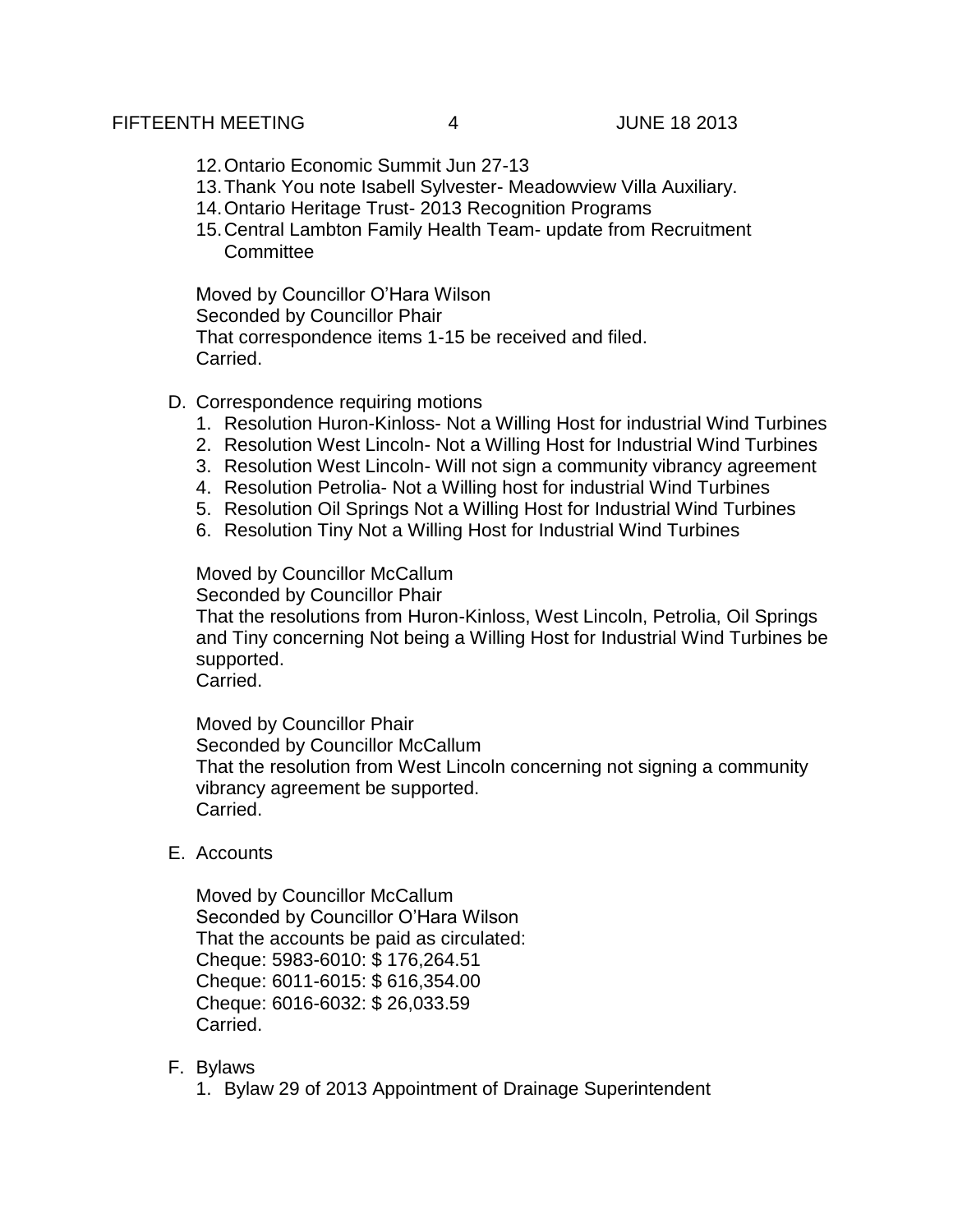12. Ontario Economic Summit Jun 27-13
13. Thank You note Isabell Sylvester- Meadowview Villa Auxiliary.
14. Ontario Heritage Trust- 2013 Recognition Programs
15. Central Lambton Family Health Team- update from Recruitment Committee

Moved by Councillor O'Hara Wilson
Seconded by Councillor Phair
That correspondence items 1-15 be received and filed.
Carried.

D. Correspondence requiring motions
   1. Resolution Huron-Kinloss- Not a Willing Host for industrial Wind Turbines
   2. Resolution West Lincoln- Not a Willing Host for Industrial Wind Turbines
   3. Resolution West Lincoln- Will not sign a community vibrancy agreement
   4. Resolution Petrolia- Not a Willing host for industrial Wind Turbines
   5. Resolution Oil Springs Not a Willing Host for Industrial Wind Turbines
   6. Resolution Tiny Not a Willing Host for Industrial Wind Turbines

   Moved by Councillor McCallum
   Seconded by Councillor Phair
   That the resolutions from Huron-Kinloss, West Lincoln, Petrolia, Oil Springs and Tiny concerning Not being a Willing Host for Industrial Wind Turbines be supported.
   Carried.

   Moved by Councillor Phair
   Seconded by Councillor McCallum
   That the resolution from West Lincoln concerning not signing a community vibrancy agreement be supported.
   Carried.

E. Accounts

   Moved by Councillor McCallum
   Seconded by Councillor O'Hara Wilson
   That the accounts be paid as circulated:
   Cheque: 5983-6010: $ 176,264.51
   Cheque: 6011-6015: $ 616,354.00
   Cheque: 6016-6032: $ 26,033.59
   Carried.

F. Bylaws
   1. Bylaw 29 of 2013 Appointment of Drainage Superintendent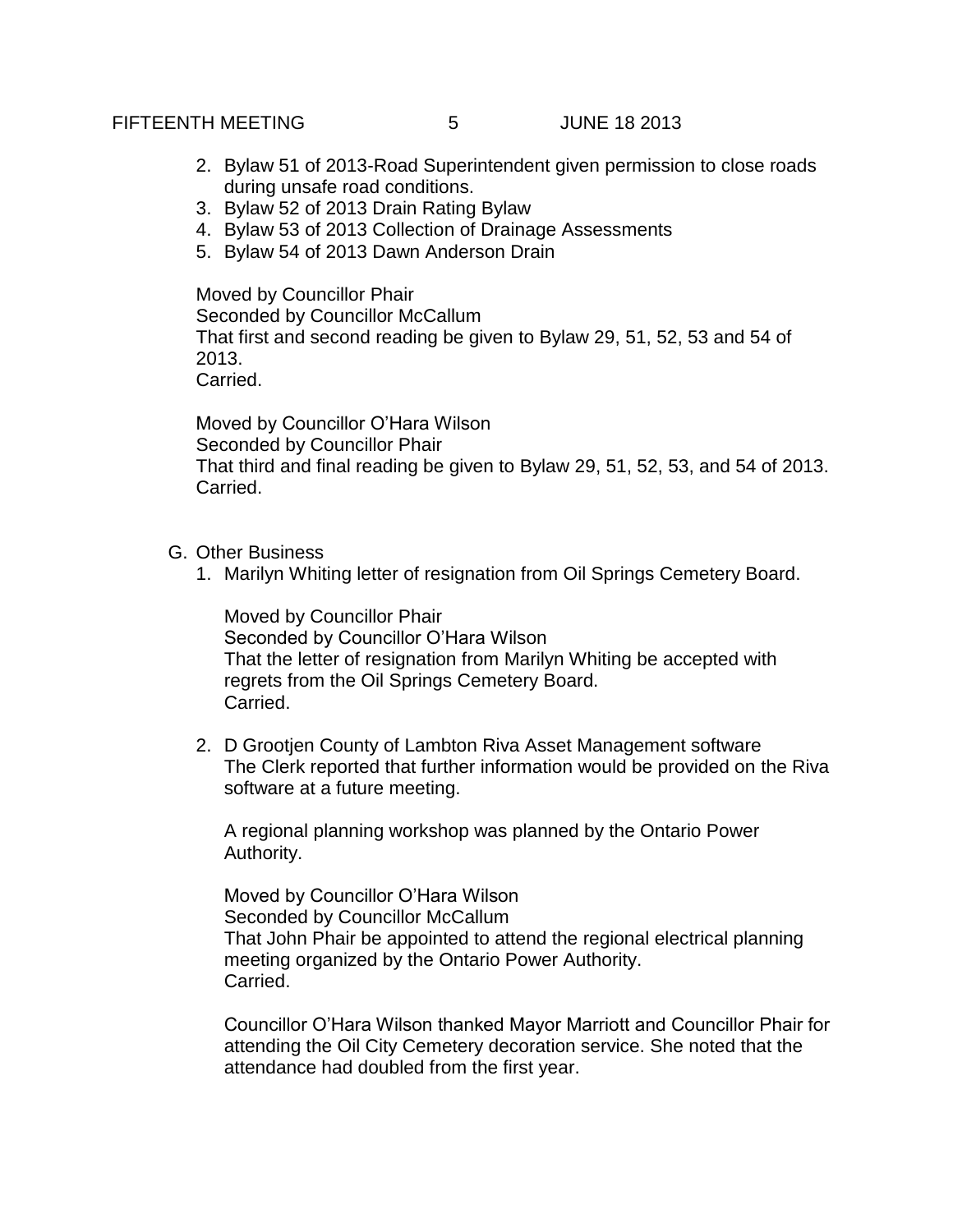2. Bylaw 51 of 2013-Road Superintendent given permission to close roads during unsafe road conditions.
3. Bylaw 52 of 2013 Drain Rating Bylaw
4. Bylaw 53 of 2013 Collection of Drainage Assessments
5. Bylaw 54 of 2013 Dawn Anderson Drain

Moved by Councillor Phair
Seconded by Councillor McCallum
That first and second reading be given to Bylaw 29, 51, 52, 53 and 54 of 2013.
Carried.

Moved by Councillor O'Hara Wilson
Seconded by Councillor Phair
That third and final reading be given to Bylaw 29, 51, 52, 53, and 54 of 2013.
Carried.

G. Other Business

1. Marilyn Whiting letter of resignation from Oil Springs Cemetery Board.

   Moved by Councillor Phair
   Seconded by Councillor O'Hara Wilson
   That the letter of resignation from Marilyn Whiting be accepted with regrets from the Oil Springs Cemetery Board.
   Carried.

2. D Grootjen County of Lambton Riva Asset Management software
   The Clerk reported that further information would be provided on the Riva software at a future meeting.

   A regional planning workshop was planned by the Ontario Power Authority.

   Moved by Councillor O'Hara Wilson
   Seconded by Councillor McCallum
   That John Phair be appointed to attend the regional electrical planning meeting organized by the Ontario Power Authority.
   Carried.

   Councillor O'Hara Wilson thanked Mayor Marriott and Councillor Phair for attending the Oil City Cemetery decoration service. She noted that the attendance had doubled from the first year.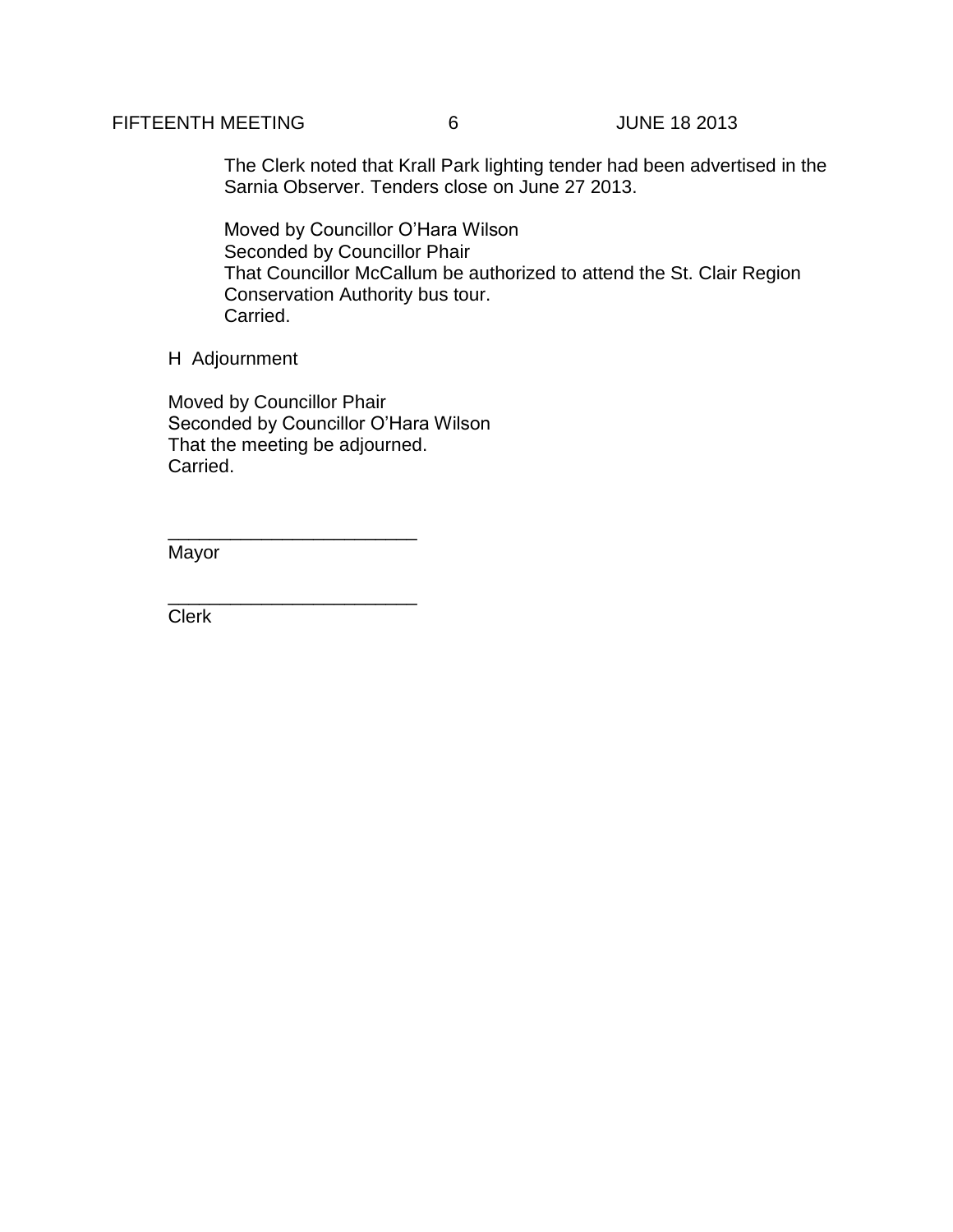The Clerk noted that Krall Park lighting tender had been advertised in the Sarnia Observer. Tenders close on June 27 2013.

Moved by Councillor O'Hara Wilson
Seconded by Councillor Phair
That Councillor McCallum be authorized to attend the St. Clair Region Conservation Authority bus tour.
Carried.

H Adjournment

Moved by Councillor Phair
Seconded by Councillor O'Hara Wilson
That the meeting be adjourned.
Carried.

________________________
Mayor

________________________
Clerk